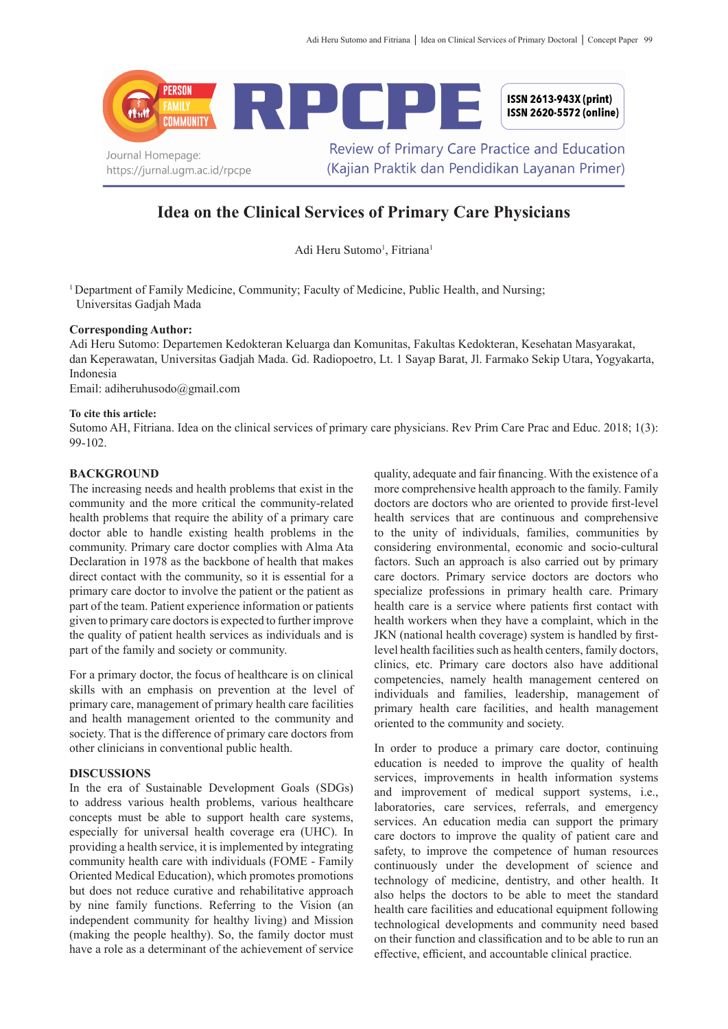RPCPE

ISSN 2613-943X (print)
ISSN 2620-5572 (online)

Journal Homepage:
https://jurnal.ugm.ac.id/rpcpe

Review of Primary Care Practice and Education
(Kajian Praktik dan Pendidikan Layanan Primer)

# Idea on the Clinical Services of Primary Care Physicians

Adi Heru Sutomo[1], Fitriana[1]

[1] Department of Family Medicine, Community; Faculty of Medicine, Public Health, and Nursing; Universitas Gadjah Mada

**Corresponding Author:**
Adi Heru Sutomo: Departemen Kedokteran Keluarga dan Komunitas, Fakultas Kedokteran, Kesehatan Masyarakat, dan Keperawatan, Universitas Gadjah Mada. Gd. Radiopoetro, Lt. 1 Sayap Barat, Jl. Farmako Sekip Utara, Yogyakarta, Indonesia
Email: adiheruhusodo@gmail.com

**To cite this article:**
Sutomo AH, Fitriana. Idea on the clinical services of primary care physicians. Rev Prim Care Prac and Educ. 2018; 1(3): 99-102.

## BACKGROUND

The increasing needs and health problems that exist in the community and the more critical the community-related health problems that require the ability of a primary care doctor able to handle existing health problems in the community. Primary care doctor complies with Alma Ata Declaration in 1978 as the backbone of health that makes direct contact with the community, so it is essential for a primary care doctor to involve the patient or the patient as part of the team. Patient experience information or patients given to primary care doctors is expected to further improve the quality of patient health services as individuals and is part of the family and society or community.

For a primary doctor, the focus of healthcare is on clinical skills with an emphasis on prevention at the level of primary care, management of primary health care facilities and health management oriented to the community and society. That is the difference of primary care doctors from other clinicians in conventional public health.

## DISCUSSIONS

In the era of Sustainable Development Goals (SDGs) to address various health problems, various healthcare concepts must be able to support health care systems, especially for universal health coverage era (UHC). In providing a health service, it is implemented by integrating community health care with individuals (FOME - Family Oriented Medical Education), which promotes promotions but does not reduce curative and rehabilitative approach by nine family functions. Referring to the Vision (an independent community for healthy living) and Mission (making the people healthy). So, the family doctor must have a role as a determinant of the achievement of service quality, adequate and fair financing. With the existence of a more comprehensive health approach to the family. Family doctors are doctors who are oriented to provide first-level health services that are continuous and comprehensive to the unity of individuals, families, communities by considering environmental, economic and socio-cultural factors. Such an approach is also carried out by primary care doctors. Primary service doctors are doctors who specialize professions in primary health care. Primary health care is a service where patients first contact with health workers when they have a complaint, which in the JKN (national health coverage) system is handled by first-level health facilities such as health centers, family doctors, clinics, etc. Primary care doctors also have additional competencies, namely health management centered on individuals and families, leadership, management of primary health care facilities, and health management oriented to the community and society.

In order to produce a primary care doctor, continuing education is needed to improve the quality of health services, improvements in health information systems and improvement of medical support systems, i.e., laboratories, care services, referrals, and emergency services. An education media can support the primary care doctors to improve the quality of patient care and safety, to improve the competence of human resources continuously under the development of science and technology of medicine, dentistry, and other health. It also helps the doctors to be able to meet the standard health care facilities and educational equipment following technological developments and community need based on their function and classification and to be able to run an effective, efficient, and accountable clinical practice.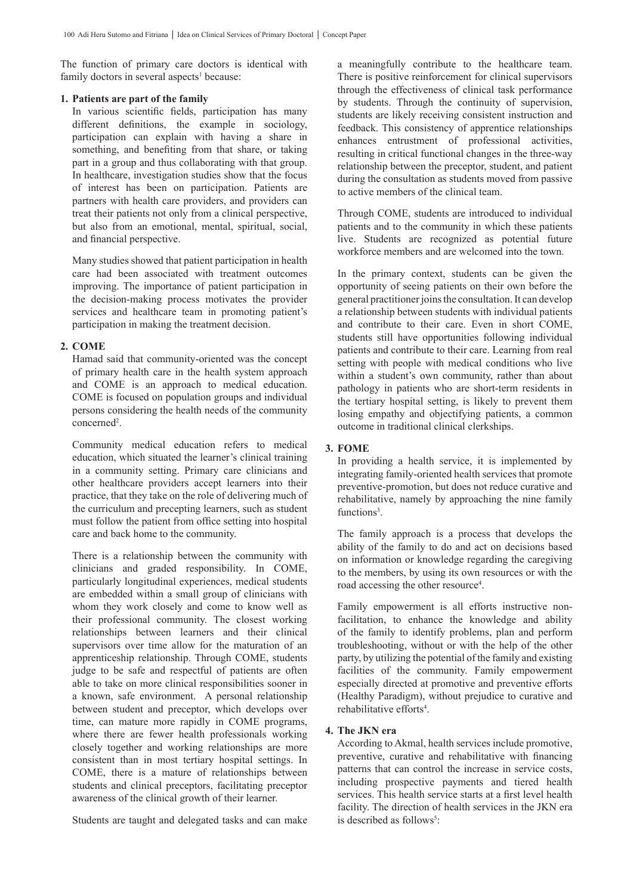The function of primary care doctors is identical with family doctors in several aspects[1] because:

**1. Patients are part of the family**

In various scientific fields, participation has many different definitions, the example in sociology, participation can explain with having a share in something, and benefiting from that share, or taking part in a group and thus collaborating with that group. In healthcare, investigation studies show that the focus of interest has been on participation. Patients are partners with health care providers, and providers can treat their patients not only from a clinical perspective, but also from an emotional, mental, spiritual, social, and financial perspective.

Many studies showed that patient participation in health care had been associated with treatment outcomes improving. The importance of patient participation in the decision-making process motivates the provider services and healthcare team in promoting patient's participation in making the treatment decision.

**2. COME**

Hamad said that community-oriented was the concept of primary health care in the health system approach and COME is an approach to medical education. COME is focused on population groups and individual persons considering the health needs of the community concerned[2].

Community medical education refers to medical education, which situated the learner's clinical training in a community setting. Primary care clinicians and other healthcare providers accept learners into their practice, that they take on the role of delivering much of the curriculum and precepting learners, such as student must follow the patient from office setting into hospital care and back home to the community.

There is a relationship between the community with clinicians and graded responsibility. In COME, particularly longitudinal experiences, medical students are embedded within a small group of clinicians with whom they work closely and come to know well as their professional community. The closest working relationships between learners and their clinical supervisors over time allow for the maturation of an apprenticeship relationship. Through COME, students judge to be safe and respectful of patients are often able to take on more clinical responsibilities sooner in a known, safe environment. A personal relationship between student and preceptor, which develops over time, can mature more rapidly in COME programs, where there are fewer health professionals working closely together and working relationships are more consistent than in most tertiary hospital settings. In COME, there is a mature of relationships between students and clinical preceptors, facilitating preceptor awareness of the clinical growth of their learner.

Students are taught and delegated tasks and can make a meaningfully contribute to the healthcare team. There is positive reinforcement for clinical supervisors through the effectiveness of clinical task performance by students. Through the continuity of supervision, students are likely receiving consistent instruction and feedback. This consistency of apprentice relationships enhances entrustment of professional activities, resulting in critical functional changes in the three-way relationship between the preceptor, student, and patient during the consultation as students moved from passive to active members of the clinical team.

Through COME, students are introduced to individual patients and to the community in which these patients live. Students are recognized as potential future workforce members and are welcomed into the town.

In the primary context, students can be given the opportunity of seeing patients on their own before the general practitioner joins the consultation. It can develop a relationship between students with individual patients and contribute to their care. Even in short COME, students still have opportunities following individual patients and contribute to their care. Learning from real setting with people with medical conditions who live within a student's own community, rather than about pathology in patients who are short-term residents in the tertiary hospital setting, is likely to prevent them losing empathy and objectifying patients, a common outcome in traditional clinical clerkships.

**3. FOME**

In providing a health service, it is implemented by integrating family-oriented health services that promote preventive-promotion, but does not reduce curative and rehabilitative, namely by approaching the nine family functions[3].

The family approach is a process that develops the ability of the family to do and act on decisions based on information or knowledge regarding the caregiving to the members, by using its own resources or with the road accessing the other resource[4].

Family empowerment is all efforts instructive non-facilitation, to enhance the knowledge and ability of the family to identify problems, plan and perform troubleshooting, without or with the help of the other party, by utilizing the potential of the family and existing facilities of the community. Family empowerment especially directed at promotive and preventive efforts (Healthy Paradigm), without prejudice to curative and rehabilitative efforts[4].

**4. The JKN era**

According to Akmal, health services include promotive, preventive, curative and rehabilitative with financing patterns that can control the increase in service costs, including prospective payments and tiered health services. This health service starts at a first level health facility. The direction of health services in the JKN era is described as follows[5]: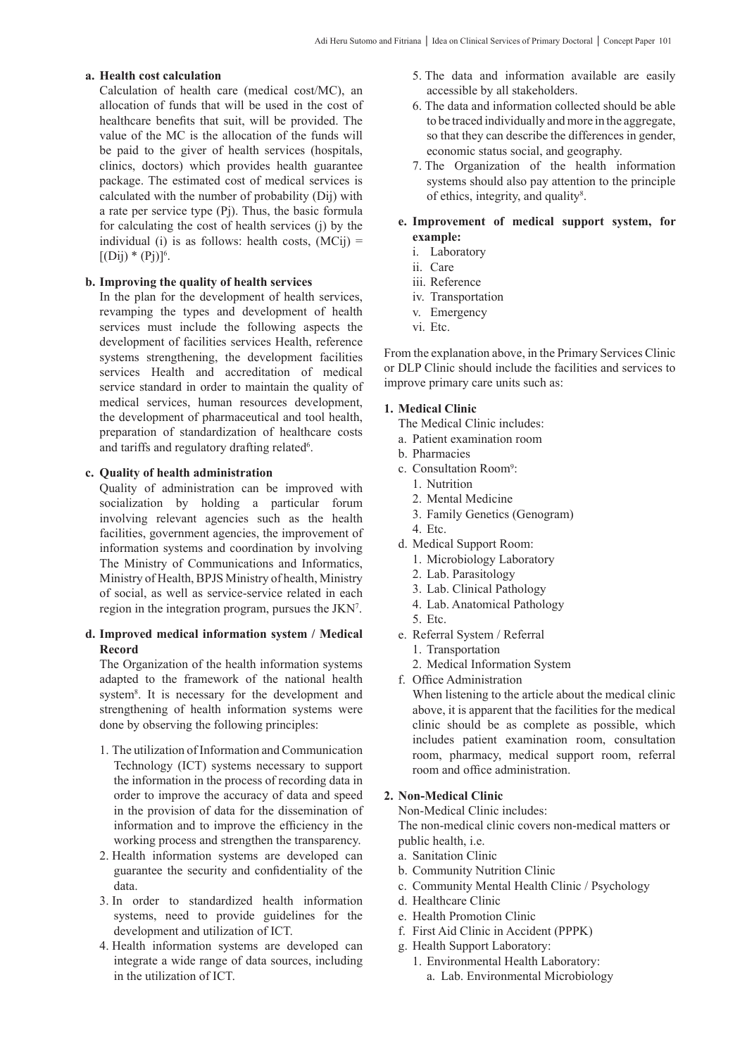**a. Health cost calculation**

Calculation of health care (medical cost/MC), an allocation of funds that will be used in the cost of healthcare benefits that suit, will be provided. The value of the MC is the allocation of the funds will be paid to the giver of health services (hospitals, clinics, doctors) which provides health guarantee package. The estimated cost of medical services is calculated with the number of probability (Dij) with a rate per service type (Pj). Thus, the basic formula for calculating the cost of health services (j) by the individual (i) is as follows: health costs, (MCij) = [(Dij) * (Pj)][6].

**b. Improving the quality of health services**

In the plan for the development of health services, revamping the types and development of health services must include the following aspects the development of facilities services Health, reference systems strengthening, the development facilities services Health and accreditation of medical service standard in order to maintain the quality of medical services, human resources development, the development of pharmaceutical and tool health, preparation of standardization of healthcare costs and tariffs and regulatory drafting related[6].

**c. Quality of health administration**

Quality of administration can be improved with socialization by holding a particular forum involving relevant agencies such as the health facilities, government agencies, the improvement of information systems and coordination by involving The Ministry of Communications and Informatics, Ministry of Health, BPJS Ministry of health, Ministry of social, as well as service-service related in each region in the integration program, pursues the JKN[7].

**d. Improved medical information system / Medical Record**

The Organization of the health information systems adapted to the framework of the national health system[8]. It is necessary for the development and strengthening of health information systems were done by observing the following principles:

1. The utilization of Information and Communication Technology (ICT) systems necessary to support the information in the process of recording data in order to improve the accuracy of data and speed in the provision of data for the dissemination of information and to improve the efficiency in the working process and strengthen the transparency.
2. Health information systems are developed can guarantee the security and confidentiality of the data.
3. In order to standardized health information systems, need to provide guidelines for the development and utilization of ICT.
4. Health information systems are developed can integrate a wide range of data sources, including in the utilization of ICT.
5. The data and information available are easily accessible by all stakeholders.
6. The data and information collected should be able to be traced individually and more in the aggregate, so that they can describe the differences in gender, economic status social, and geography.
7. The Organization of the health information systems should also pay attention to the principle of ethics, integrity, and quality[8].

**e. Improvement of medical support system, for example:**

i. Laboratory
ii. Care
iii. Reference
iv. Transportation
v. Emergency
vi. Etc.

From the explanation above, in the Primary Services Clinic or DLP Clinic should include the facilities and services to improve primary care units such as:

**1. Medical Clinic**

The Medical Clinic includes:

a. Patient examination room
b. Pharmacies
c. Consultation Room[9]:
   1. Nutrition
   2. Mental Medicine
   3. Family Genetics (Genogram)
   4. Etc.
d. Medical Support Room:
   1. Microbiology Laboratory
   2. Lab. Parasitology
   3. Lab. Clinical Pathology
   4. Lab. Anatomical Pathology
   5. Etc.
e. Referral System / Referral
   1. Transportation
   2. Medical Information System
f. Office Administration

   When listening to the article about the medical clinic above, it is apparent that the facilities for the medical clinic should be as complete as possible, which includes patient examination room, consultation room, pharmacy, medical support room, referral room and office administration.

**2. Non-Medical Clinic**

Non-Medical Clinic includes:

The non-medical clinic covers non-medical matters or public health, i.e.

a. Sanitation Clinic
b. Community Nutrition Clinic
c. Community Mental Health Clinic / Psychology
d. Healthcare Clinic
e. Health Promotion Clinic
f. First Aid Clinic in Accident (PPPK)
g. Health Support Laboratory:
   1. Environmental Health Laboratory:
      a. Lab. Environmental Microbiology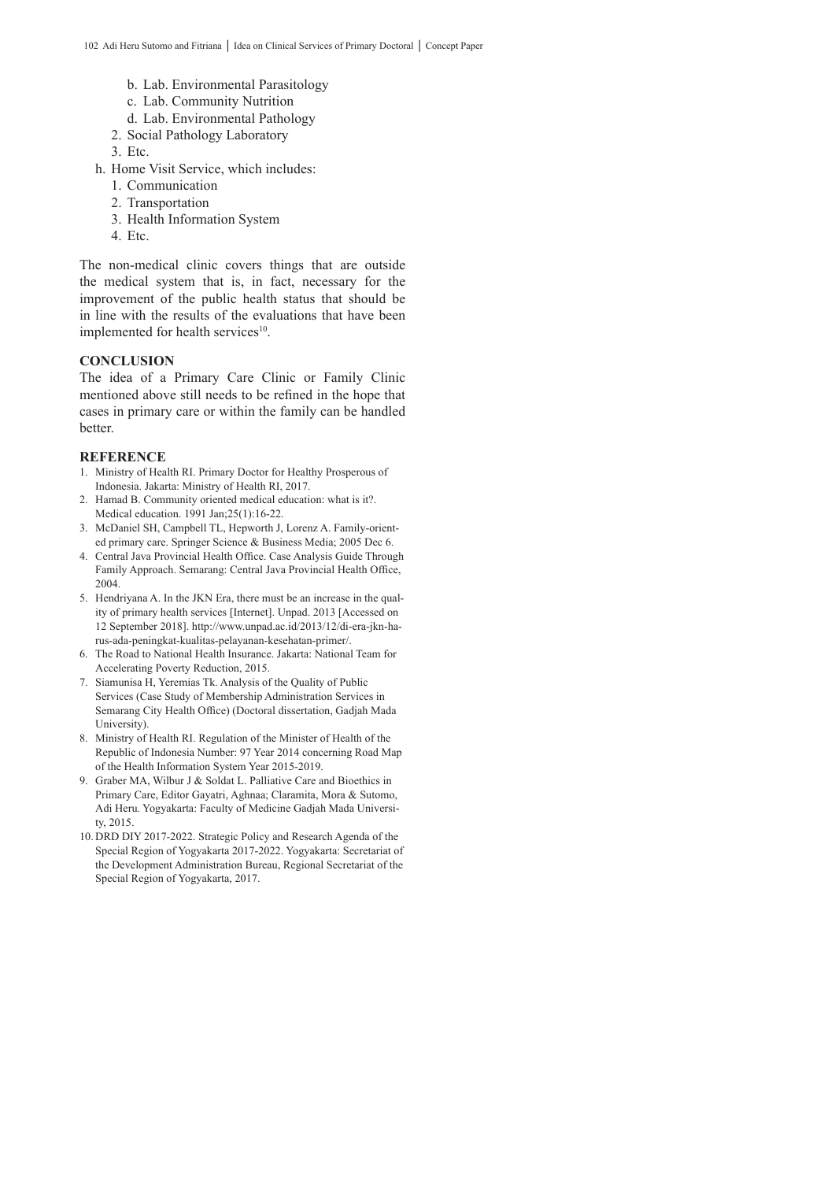b. Lab. Environmental Parasitology
   c. Lab. Community Nutrition
   d. Lab. Environmental Pathology
2. Social Pathology Laboratory
3. Etc.

h. Home Visit Service, which includes:
   1. Communication
   2. Transportation
   3. Health Information System
   4. Etc.

The non-medical clinic covers things that are outside the medical system that is, in fact, necessary for the improvement of the public health status that should be in line with the results of the evaluations that have been implemented for health services[10].

## CONCLUSION

The idea of a Primary Care Clinic or Family Clinic mentioned above still needs to be refined in the hope that cases in primary care or within the family can be handled better.

## REFERENCE

1. Ministry of Health RI. Primary Doctor for Healthy Prosperous of Indonesia. Jakarta: Ministry of Health RI, 2017.
2. Hamad B. Community oriented medical education: what is it?. Medical education. 1991 Jan;25(1):16-22.
3. McDaniel SH, Campbell TL, Hepworth J, Lorenz A. Family-oriented primary care. Springer Science & Business Media; 2005 Dec 6.
4. Central Java Provincial Health Office. Case Analysis Guide Through Family Approach. Semarang: Central Java Provincial Health Office, 2004.
5. Hendriyana A. In the JKN Era, there must be an increase in the quality of primary health services [Internet]. Unpad. 2013 [Accessed on 12 September 2018]. http://www.unpad.ac.id/2013/12/di-era-jkn-harus-ada-peningkat-kualitas-pelayanan-kesehatan-primer/.
6. The Road to National Health Insurance. Jakarta: National Team for Accelerating Poverty Reduction, 2015.
7. Siamunisa H, Yeremias Tk. Analysis of the Quality of Public Services (Case Study of Membership Administration Services in Semarang City Health Office) (Doctoral dissertation, Gadjah Mada University).
8. Ministry of Health RI. Regulation of the Minister of Health of the Republic of Indonesia Number: 97 Year 2014 concerning Road Map of the Health Information System Year 2015-2019.
9. Graber MA, Wilbur J & Soldat L. Palliative Care and Bioethics in Primary Care, Editor Gayatri, Aghnaa; Claramita, Mora & Sutomo, Adi Heru. Yogyakarta: Faculty of Medicine Gadjah Mada University, 2015.
10. DRD DIY 2017-2022. Strategic Policy and Research Agenda of the Special Region of Yogyakarta 2017-2022. Yogyakarta: Secretariat of the Development Administration Bureau, Regional Secretariat of the Special Region of Yogyakarta, 2017.